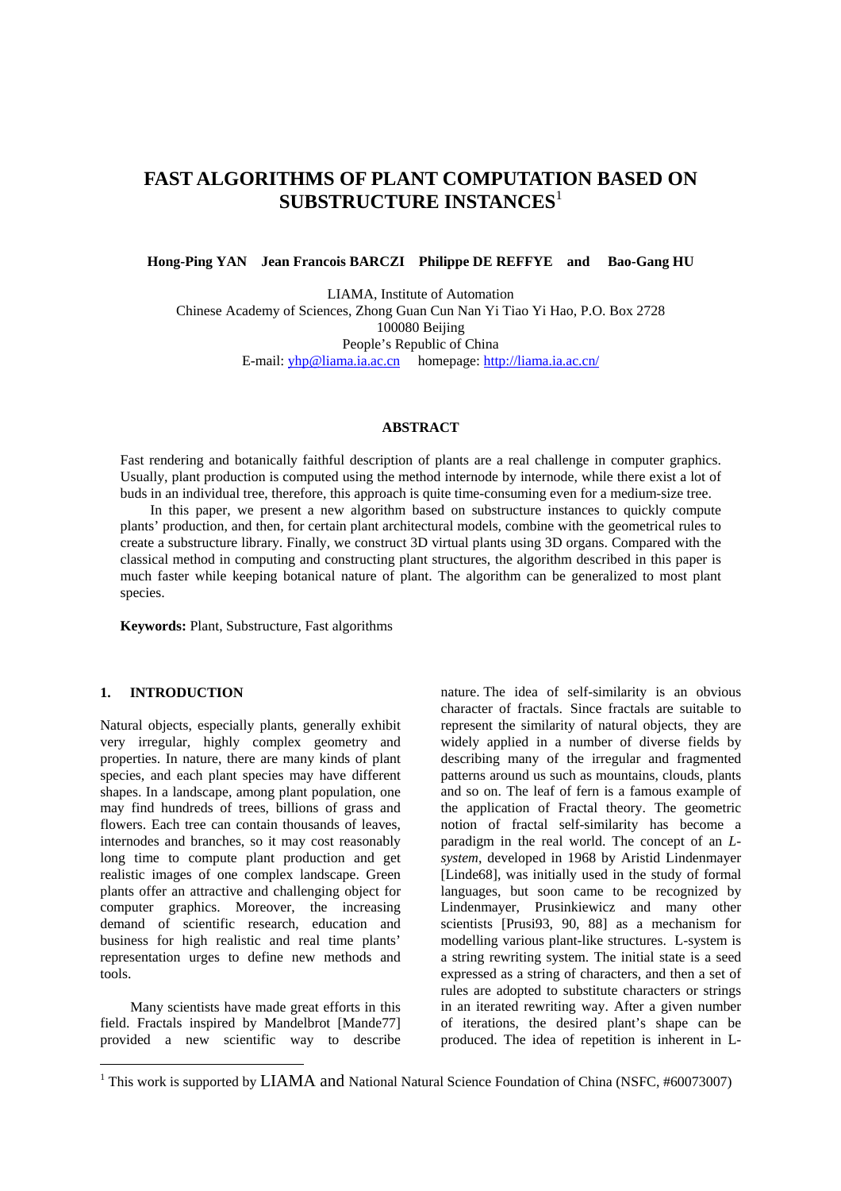# FAST ALGORITHMS OF PLANT COMPUTATION BASED ON SUBSTRUCTURE INSTANCES[1]

**Hong-Ping YAN   Jean Francois BARCZI   Philippe DE REFFYE   and   Bao-Gang HU**

LIAMA, Institute of Automation
Chinese Academy of Sciences, Zhong Guan Cun Nan Yi Tiao Yi Hao, P.O. Box 2728
100080 Beijing
People's Republic of China
E-mail: yhp@liama.ia.ac.cn   homepage: http://liama.ia.ac.cn/

## ABSTRACT

Fast rendering and botanically faithful description of plants are a real challenge in computer graphics. Usually, plant production is computed using the method internode by internode, while there exist a lot of buds in an individual tree, therefore, this approach is quite time-consuming even for a medium-size tree.

In this paper, we present a new algorithm based on substructure instances to quickly compute plants' production, and then, for certain plant architectural models, combine with the geometrical rules to create a substructure library. Finally, we construct 3D virtual plants using 3D organs. Compared with the classical method in computing and constructing plant structures, the algorithm described in this paper is much faster while keeping botanical nature of plant. The algorithm can be generalized to most plant species.

**Keywords:** Plant, Substructure, Fast algorithms

## 1. INTRODUCTION

Natural objects, especially plants, generally exhibit very irregular, highly complex geometry and properties. In nature, there are many kinds of plant species, and each plant species may have different shapes. In a landscape, among plant population, one may find hundreds of trees, billions of grass and flowers. Each tree can contain thousands of leaves, internodes and branches, so it may cost reasonably long time to compute plant production and get realistic images of one complex landscape. Green plants offer an attractive and challenging object for computer graphics. Moreover, the increasing demand of scientific research, education and business for high realistic and real time plants' representation urges to define new methods and tools.

Many scientists have made great efforts in this field. Fractals inspired by Mandelbrot [Mande77] provided a new scientific way to describe nature. The idea of self-similarity is an obvious character of fractals. Since fractals are suitable to represent the similarity of natural objects, they are widely applied in a number of diverse fields by describing many of the irregular and fragmented patterns around us such as mountains, clouds, plants and so on. The leaf of fern is a famous example of the application of Fractal theory. The geometric notion of fractal self-similarity has become a paradigm in the real world. The concept of an *L-system*, developed in 1968 by Aristid Lindenmayer [Linde68], was initially used in the study of formal languages, but soon came to be recognized by Lindenmayer, Prusinkiewicz and many other scientists [Prusi93, 90, 88] as a mechanism for modelling various plant-like structures. L-system is a string rewriting system. The initial state is a seed expressed as a string of characters, and then a set of rules are adopted to substitute characters or strings in an iterated rewriting way. After a given number of iterations, the desired plant's shape can be produced. The idea of repetition is inherent in L-

[1] This work is supported by LIAMA and National Natural Science Foundation of China (NSFC, #60073007)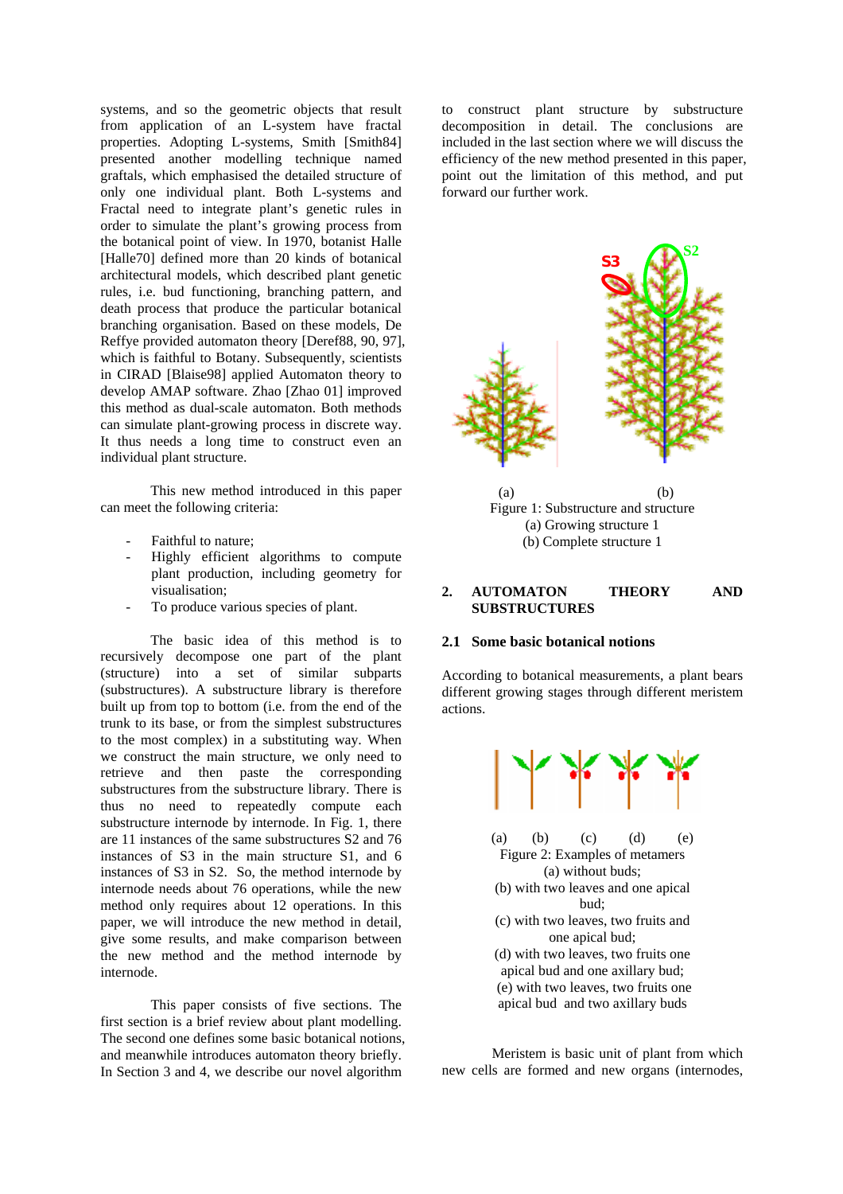systems, and so the geometric objects that result from application of an L-system have fractal properties. Adopting L-systems, Smith [Smith84] presented another modelling technique named graftals, which emphasised the detailed structure of only one individual plant. Both L-systems and Fractal need to integrate plant's genetic rules in order to simulate the plant's growing process from the botanical point of view. In 1970, botanist Halle [Halle70] defined more than 20 kinds of botanical architectural models, which described plant genetic rules, i.e. bud functioning, branching pattern, and death process that produce the particular botanical branching organisation. Based on these models, De Reffye provided automaton theory [Deref88, 90, 97], which is faithful to Botany. Subsequently, scientists in CIRAD [Blaise98] applied Automaton theory to develop AMAP software. Zhao [Zhao 01] improved this method as dual-scale automaton. Both methods can simulate plant-growing process in discrete way. It thus needs a long time to construct even an individual plant structure.

This new method introduced in this paper can meet the following criteria:

- Faithful to nature;
- Highly efficient algorithms to compute plant production, including geometry for visualisation;
- To produce various species of plant.

The basic idea of this method is to recursively decompose one part of the plant (structure) into a set of similar subparts (substructures). A substructure library is therefore built up from top to bottom (i.e. from the end of the trunk to its base, or from the simplest substructures to the most complex) in a substituting way. When we construct the main structure, we only need to retrieve and then paste the corresponding substructures from the substructure library. There is thus no need to repeatedly compute each substructure internode by internode. In Fig. 1, there are 11 instances of the same substructures S2 and 76 instances of S3 in the main structure S1, and 6 instances of S3 in S2. So, the method internode by internode needs about 76 operations, while the new method only requires about 12 operations. In this paper, we will introduce the new method in detail, give some results, and make comparison between the new method and the method internode by internode.

This paper consists of five sections. The first section is a brief review about plant modelling. The second one defines some basic botanical notions, and meanwhile introduces automaton theory briefly. In Section 3 and 4, we describe our novel algorithm to construct plant structure by substructure decomposition in detail. The conclusions are included in the last section where we will discuss the efficiency of the new method presented in this paper, point out the limitation of this method, and put forward our further work.

(a) (b)

Figure 1: Substructure and structure
(a) Growing structure 1
(b) Complete structure 1

## 2. AUTOMATON THEORY AND SUBSTRUCTURES

### 2.1 Some basic botanical notions

According to botanical measurements, a plant bears different growing stages through different meristem actions.

(a) (b) (c) (d) (e)

Figure 2: Examples of metamers
(a) without buds;
(b) with two leaves and one apical bud;
(c) with two leaves, two fruits and one apical bud;
(d) with two leaves, two fruits one apical bud and one axillary bud;
(e) with two leaves, two fruits one apical bud and two axillary buds

Meristem is basic unit of plant from which new cells are formed and new organs (internodes,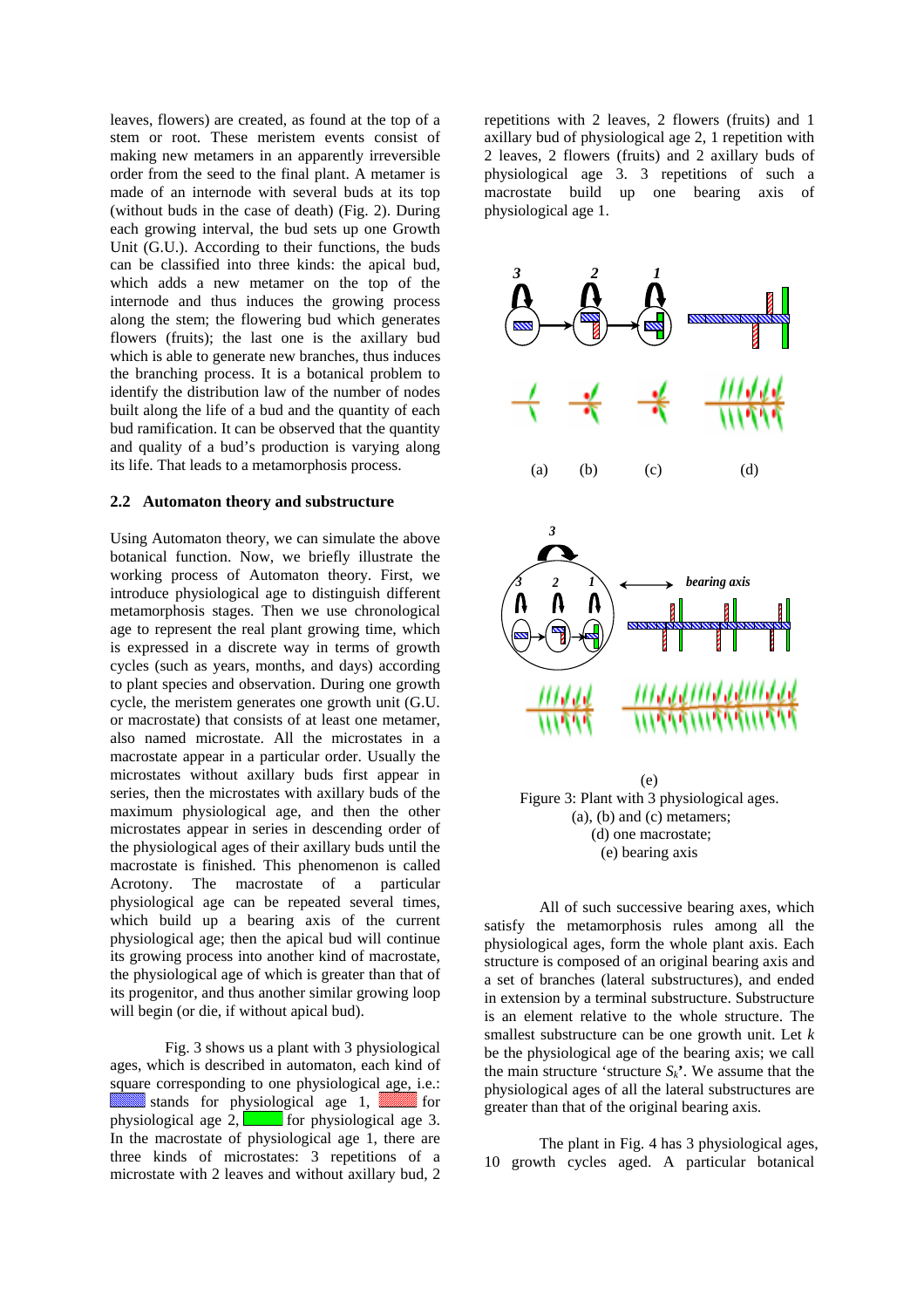leaves, flowers) are created, as found at the top of a stem or root. These meristem events consist of making new metamers in an apparently irreversible order from the seed to the final plant. A metamer is made of an internode with several buds at its top (without buds in the case of death) (Fig. 2). During each growing interval, the bud sets up one Growth Unit (G.U.). According to their functions, the buds can be classified into three kinds: the apical bud, which adds a new metamer on the top of the internode and thus induces the growing process along the stem; the flowering bud which generates flowers (fruits); the last one is the axillary bud which is able to generate new branches, thus induces the branching process. It is a botanical problem to identify the distribution law of the number of nodes built along the life of a bud and the quantity of each bud ramification. It can be observed that the quantity and quality of a bud's production is varying along its life. That leads to a metamorphosis process.

### 2.2 Automaton theory and substructure

Using Automaton theory, we can simulate the above botanical function. Now, we briefly illustrate the working process of Automaton theory. First, we introduce physiological age to distinguish different metamorphosis stages. Then we use chronological age to represent the real plant growing time, which is expressed in a discrete way in terms of growth cycles (such as years, months, and days) according to plant species and observation. During one growth cycle, the meristem generates one growth unit (G.U. or macrostate) that consists of at least one metamer, also named microstate. All the microstates in a macrostate appear in a particular order. Usually the microstates without axillary buds first appear in series, then the microstates with axillary buds of the maximum physiological age, and then the other microstates appear in series in descending order of the physiological ages of their axillary buds until the macrostate is finished. This phenomenon is called Acrotony. The macrostate of a particular physiological age can be repeated several times, which build up a bearing axis of the current physiological age; then the apical bud will continue its growing process into another kind of macrostate, the physiological age of which is greater than that of its progenitor, and thus another similar growing loop will begin (or die, if without apical bud).

Fig. 3 shows us a plant with 3 physiological ages, which is described in automaton, each kind of square corresponding to one physiological age, i.e.: stands for physiological age 1, for physiological age 2, for physiological age 3. In the macrostate of physiological age 1, there are three kinds of microstates: 3 repetitions of a microstate with 2 leaves and without axillary bud, 2 repetitions with 2 leaves, 2 flowers (fruits) and 1 axillary bud of physiological age 2, 1 repetition with 2 leaves, 2 flowers (fruits) and 2 axillary buds of physiological age 3. 3 repetitions of such a macrostate build up one bearing axis of physiological age 1.

Figure 3: Plant with 3 physiological ages. (a), (b) and (c) metamers; (d) one macrostate; (e) bearing axis

All of such successive bearing axes, which satisfy the metamorphosis rules among all the physiological ages, form the whole plant axis. Each structure is composed of an original bearing axis and a set of branches (lateral substructures), and ended in extension by a terminal substructure. Substructure is an element relative to the whole structure. The smallest substructure can be one growth unit. Let $k$ be the physiological age of the bearing axis; we call the main structure 'structure $S_k$'. We assume that the physiological ages of all the lateral substructures are greater than that of the original bearing axis.

The plant in Fig. 4 has 3 physiological ages, 10 growth cycles aged. A particular botanical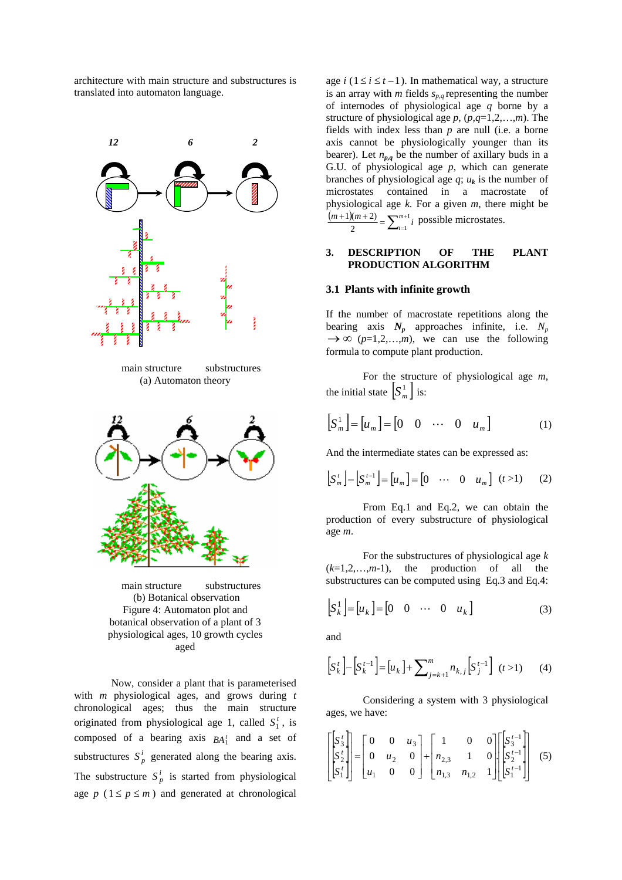architecture with main structure and substructures is translated into automaton language.

main structure substructures
(a) Automaton theory

main structure substructures
(b) Botanical observation
Figure 4: Automaton plot and botanical observation of a plant of 3 physiological ages, 10 growth cycles aged

Now, consider a plant that is parameterised with $m$ physiological ages, and grows during $t$ chronological ages; thus the main structure originated from physiological age 1, called $S_1^t$, is composed of a bearing axis $BA_1^t$ and a set of substructures $S_p^i$ generated along the bearing axis. The substructure $S_p^i$ is started from physiological age $p$ $(1 \le p \le m)$ and generated at chronological age $i$ $(1 \le i \le t-1)$. In mathematical way, a structure is an array with $m$ fields $s_{p,q}$ representing the number of internodes of physiological age $q$ borne by a structure of physiological age $p$, $(p,q=1,2,\ldots,m)$. The fields with index less than $p$ are null (i.e. a borne axis cannot be physiologically younger than its bearer). Let $n_{p,q}$ be the number of axillary buds in a G.U. of physiological age $p$, which can generate branches of physiological age $q$; $u_k$ is the number of microstates contained in a macrostate of physiological age $k$. For a given $m$, there might be $\frac{(m+1)(m+2)}{2} = \sum_{i=1}^{m+1} i$ possible microstates.

## 3. DESCRIPTION OF THE PLANT PRODUCTION ALGORITHM

### 3.1 Plants with infinite growth

If the number of macrostate repetitions along the bearing axis $N_p$ approaches infinite, i.e. $N_p \to \infty$ $(p=1,2,\ldots,m)$, we can use the following formula to compute plant production.

For the structure of physiological age $m$, the initial state $\left[S_m^1\right]$ is:

$$\left[S_m^1\right] = \left[u_m\right] = \begin{bmatrix} 0 & 0 & \cdots & 0 & u_m \end{bmatrix} \tag{1}$$

And the intermediate states can be expressed as:

$$\left[S_m^t\right] - \left[S_m^{t-1}\right] = \left[u_m\right] = \begin{bmatrix} 0 & \cdots & 0 & u_m \end{bmatrix} \quad (t > 1) \tag{2}$$

From Eq.1 and Eq.2, we can obtain the production of every substructure of physiological age $m$.

For the substructures of physiological age $k$ $(k=1,2,\ldots,m-1)$, the production of all the substructures can be computed using Eq.3 and Eq.4:

$$\left[S_k^1\right] = \left[u_k\right] = \begin{bmatrix} 0 & 0 & \cdots & 0 & u_k \end{bmatrix} \tag{3}$$

and

$$\left[S_k^t\right] - \left[S_k^{t-1}\right] = \left[u_k\right] + \sum_{j=k+1}^{m} n_{k,j} \left[S_j^{t-1}\right] \quad (t > 1) \tag{4}$$

Considering a system with 3 physiological ages, we have:

$$\begin{bmatrix} \left[S_3^t\right] \\ \left[S_2^t\right] \\ \left[S_1^t\right] \end{bmatrix} = \begin{bmatrix} 0 & 0 & u_3 \\ 0 & u_2 & 0 \\ u_1 & 0 & 0 \end{bmatrix} + \begin{bmatrix} 1 & 0 & 0 \\ n_{2,3} & 1 & 0 \\ n_{1,3} & n_{1,2} & 1 \end{bmatrix} \begin{bmatrix} \left[S_3^{t-1}\right] \\ \left[S_2^{t-1}\right] \\ \left[S_1^{t-1}\right] \end{bmatrix} \tag{5}$$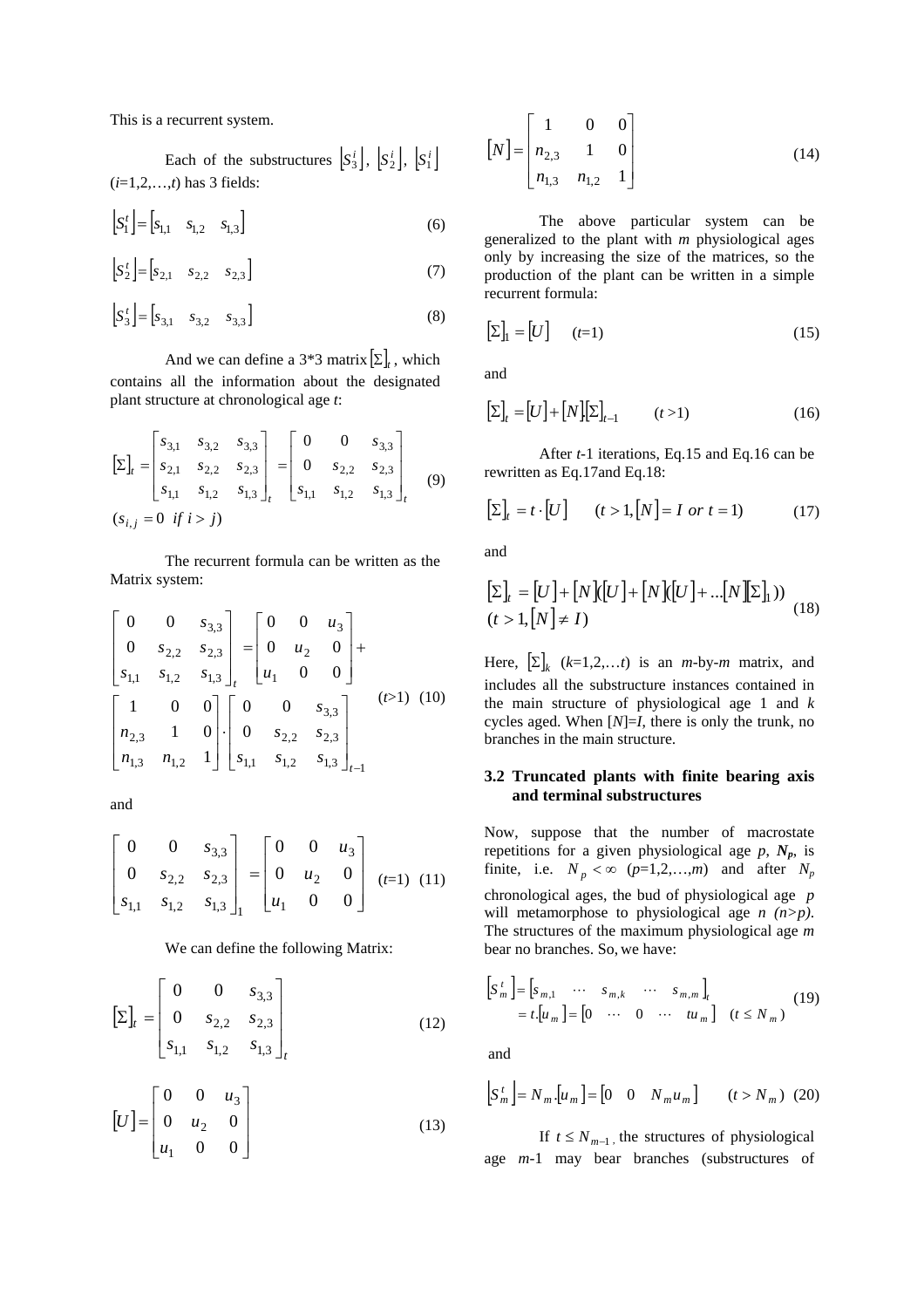This is a recurrent system.

Each of the substructures $\lfloor S_3^i \rfloor$, $\lfloor S_2^i \rfloor$, $\lfloor S_1^i \rfloor$ ($i$=1,2,…,$t$) has 3 fields:

$$\lfloor S_1^t \rfloor = \begin{bmatrix} s_{1,1} & s_{1,2} & s_{1,3} \end{bmatrix} \tag{6}$$

$$\lfloor S_2^t \rfloor = \begin{bmatrix} s_{2,1} & s_{2,2} & s_{2,3} \end{bmatrix} \tag{7}$$

$$\lfloor S_3^t \rfloor = \begin{bmatrix} s_{3,1} & s_{3,2} & s_{3,3} \end{bmatrix} \tag{8}$$

And we can define a 3*3 matrix $[\Sigma]_t$ , which contains all the information about the designated plant structure at chronological age $t$:

$$[\Sigma]_t = \begin{bmatrix} s_{3,1} & s_{3,2} & s_{3,3} \\ s_{2,1} & s_{2,2} & s_{2,3} \\ s_{1,1} & s_{1,2} & s_{1,3} \end{bmatrix}_t = \begin{bmatrix} 0 & 0 & s_{3,3} \\ 0 & s_{2,2} & s_{2,3} \\ s_{1,1} & s_{1,2} & s_{1,3} \end{bmatrix}_t \tag{9}$$

$$(s_{i,j} = 0 \ \ if \ i > j)$$

The recurrent formula can be written as the Matrix system:

$$\begin{bmatrix} 0 & 0 & s_{3,3} \\ 0 & s_{2,2} & s_{2,3} \\ s_{1,1} & s_{1,2} & s_{1,3} \end{bmatrix}_t = \begin{bmatrix} 0 & 0 & u_3 \\ 0 & u_2 & 0 \\ u_1 & 0 & 0 \end{bmatrix} + \begin{bmatrix} 1 & 0 & 0 \\ n_{2,3} & 1 & 0 \\ n_{1,3} & n_{1,2} & 1 \end{bmatrix} \cdot \begin{bmatrix} 0 & 0 & s_{3,3} \\ 0 & s_{2,2} & s_{2,3} \\ s_{1,1} & s_{1,2} & s_{1,3} \end{bmatrix}_{t-1} \quad (t>1) \tag{10}$$

and

$$\begin{bmatrix} 0 & 0 & s_{3,3} \\ 0 & s_{2,2} & s_{2,3} \\ s_{1,1} & s_{1,2} & s_{1,3} \end{bmatrix}_1 = \begin{bmatrix} 0 & 0 & u_3 \\ 0 & u_2 & 0 \\ u_1 & 0 & 0 \end{bmatrix} \quad (t=1) \tag{11}$$

We can define the following Matrix:

$$[\Sigma]_t = \begin{bmatrix} 0 & 0 & s_{3,3} \\ 0 & s_{2,2} & s_{2,3} \\ s_{1,1} & s_{1,2} & s_{1,3} \end{bmatrix}_t \tag{12}$$

$$[U] = \begin{bmatrix} 0 & 0 & u_3 \\ 0 & u_2 & 0 \\ u_1 & 0 & 0 \end{bmatrix} \tag{13}$$

$$[N] = \begin{bmatrix} 1 & 0 & 0 \\ n_{2,3} & 1 & 0 \\ n_{1,3} & n_{1,2} & 1 \end{bmatrix} \tag{14}$$

The above particular system can be generalized to the plant with $m$ physiological ages only by increasing the size of the matrices, so the production of the plant can be written in a simple recurrent formula:

$$[\Sigma]_1 = [U] \quad (t=1) \tag{15}$$

and

$$[\Sigma]_t = [U] + [N].[\Sigma]_{t-1} \quad (t>1) \tag{16}$$

After $t$-1 iterations, Eq.15 and Eq.16 can be rewritten as Eq.17and Eq.18:

$$[\Sigma]_t = t \cdot [U] \quad (t > 1, [N] = I \ or \ t = 1) \tag{17}$$

and

$$[\Sigma]_t = [U] + [N]([U] + [N]([U] + ...[N][\Sigma]_1)) \quad (t > 1, [N] \neq I) \tag{18}$$

Here, $[\Sigma]_k$ ($k$=1,2,…$t$) is an $m$-by-$m$ matrix, and includes all the substructure instances contained in the main structure of physiological age 1 and $k$ cycles aged. When $[N]=I$, there is only the trunk, no branches in the main structure.

### 3.2 Truncated plants with finite bearing axis and terminal substructures

Now, suppose that the number of macrostate repetitions for a given physiological age $p$, $N_p$, is finite, i.e. $N_p < \infty$ ($p$=1,2,…,$m$) and after $N_p$ chronological ages, the bud of physiological age $p$ will metamorphose to physiological age $n$ ($n>p$). The structures of the maximum physiological age $m$ bear no branches. So, we have:

$$\lfloor S_m^t \rfloor = \begin{bmatrix} s_{m,1} & \cdots & s_{m,k} & \cdots & s_{m,m} \end{bmatrix}_t = t.[u_m] = \begin{bmatrix} 0 & \cdots & 0 & \cdots & tu_m \end{bmatrix} \quad (t \le N_m) \tag{19}$$

and

$$\lfloor S_m^t \rfloor = N_m.[u_m] = \begin{bmatrix} 0 & 0 & N_m u_m \end{bmatrix} \quad (t > N_m) \tag{20}$$

If $t \le N_{m-1}$, the structures of physiological age $m$-1 may bear branches (substructures of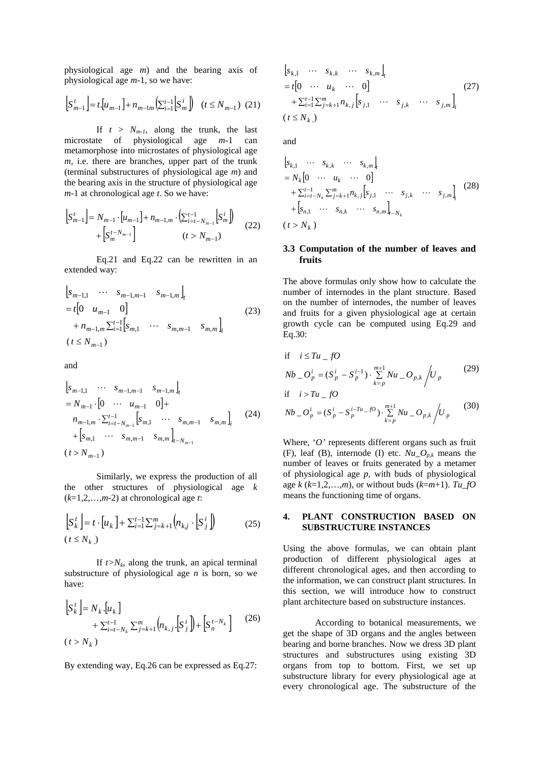physiological age $m$) and the bearing axis of physiological age $m$-1, so we have:

$$\left[S_{m-1}^{t}\right] = t.\left[u_{m-1}\right] + n_{m-1m}\left(\sum_{i=1}^{t-1}\left[S_m^{i}\right]\right) \quad (t \le N_{m-1}) \tag{21}$$

If $t > N_{m-1}$, along the trunk, the last microstate of physiological age $m$-1 can metamorphose into microstates of physiological age $m$, i.e. there are branches, upper part of the trunk (terminal substructures of physiological age $m$) and the bearing axis in the structure of physiological age $m$-1 at chronological age $t$. So we have:

$$\begin{aligned}\left[S_{m-1}^{t}\right] &= N_{m-1}\cdot\left[u_{m-1}\right] + n_{m-1,m}\cdot\left(\sum_{i=t-N_{m-1}}^{t-1}\left[S_m^{i}\right]\right) \\ &+ \left[S_m^{t-N_{m-1}}\right] \qquad (t > N_{m-1})\end{aligned} \tag{22}$$

Eq.21 and Eq.22 can be rewritten in an extended way:

$$\begin{aligned}&\left[s_{m-1,1} \quad \cdots \quad s_{m-1,m-1} \quad s_{m-1,m}\right]_t \\ &= t\left[0 \quad u_{m-1} \quad 0\right] \\ &+ n_{m-1,m}\sum_{i=1}^{t-1}\left[s_{m,1} \quad \cdots \quad s_{m,m-1} \quad s_{m,m}\right]_i \\ &(t \le N_{m-1})\end{aligned} \tag{23}$$

and

$$\begin{aligned}&\left[s_{m-1,1} \quad \cdots \quad s_{m-1,m-1} \quad s_{m-1,m}\right]_t \\ &= N_{m-1}\cdot\left[0 \quad \cdots \quad u_{m-1} \quad 0\right] + \\ &n_{m-1,m}\cdot\sum_{i=t-N_{m-1}}^{t-1}\left[s_{m,1} \quad \cdots \quad s_{m,m-1} \quad s_{m,m}\right]_i \\ &+ \left[s_{m,1} \quad \cdots \quad s_{m,m-1} \quad s_{m,m}\right]_{t-N_{m-1}} \\ &(t > N_{m-1})\end{aligned} \tag{24}$$

Similarly, we express the production of all the other structures of physiological age $k$ ($k$=1,2,…,$m$-2) at chronological age $t$:

$$\begin{aligned}&\left[S_k^{t}\right] = t\cdot\left[u_k\right] + \sum_{i=1}^{t-1}\sum_{j=k+1}^{m}\left(n_{k,j}\cdot\left[S_j^{i}\right]\right) \\ &(t \le N_k)\end{aligned} \tag{25}$$

If $t>N_k$, along the trunk, an apical terminal substructure of physiological age $n$ is born, so we have:

$$\begin{aligned}\left[S_k^{t}\right] &= N_k.\left[u_k\right] \\ &+ \sum_{i=t-N_k}^{t-1}\sum_{j=k+1}^{m}\left(n_{k,j}.\left[S_j^{i}\right]\right) + \left[S_n^{t-N_k}\right] \\ &(t > N_k)\end{aligned} \tag{26}$$

By extending way, Eq.26 can be expressed as Eq.27:

$$\begin{aligned}&\left[s_{k,1} \quad \cdots \quad s_{k,k} \quad \cdots \quad s_{k,m}\right]_t \\ &= t\left[0 \quad \cdots \quad u_k \quad \cdots \quad 0\right] \\ &+ \sum_{i=1}^{t-1}\sum_{j=k+1}^{m}n_{k,j}\left[s_{j,1} \quad \cdots \quad s_{j,k} \quad \cdots \quad s_{j,m}\right]_i \\ &(t \le N_k)\end{aligned} \tag{27}$$

and

$$\begin{aligned}&\left[s_{k,1} \quad \cdots \quad s_{k,k} \quad \cdots \quad s_{k,m}\right]_t \\ &= N_k\left[0 \quad \cdots \quad u_k \quad \cdots \quad 0\right] \\ &+ \sum_{i=t-N_k}^{t-1}\sum_{j=k+1}^{m}n_{k,j}\left[s_{j,1} \quad \cdots \quad s_{j,k} \quad \cdots \quad s_{j,m}\right]_i \\ &+ \left[s_{n,1} \quad \cdots \quad s_{n,k} \quad \cdots \quad s_{n,m}\right]_{t-N_k} \\ &(t > N_k)\end{aligned} \tag{28}$$

### 3.3 Computation of the number of leaves and fruits

The above formulas only show how to calculate the number of internodes in the plant structure. Based on the number of internodes, the number of leaves and fruits for a given physiological age at certain growth cycle can be computed using Eq.29 and Eq.30:

$$\begin{aligned}&\text{if} \quad i \le Tu\_fO \\ &Nb\_O_p^{i} = (S_p^{i} - S_p^{i-1})\cdot\sum_{k=p}^{m+1}Nu\_O_{p,k}\Big/U_p\end{aligned} \tag{29}$$

$$\begin{aligned}&\text{if} \quad i > Tu\_fO \\ &Nb\_O_p^{i} = (S_p^{i} - S_p^{i-Tu\_fO})\cdot\sum_{k=p}^{m+1}Nu\_O_{p,k}\Big/U_p\end{aligned} \tag{30}$$

Where, '*O*' represents different organs such as fruit (F), leaf (B), internode (I) etc. $Nu\_O_{p,k}$ means the number of leaves or fruits generated by a metamer of physiological age $p$, with buds of physiological age $k$ ($k$=1,2,…,$m$), or without buds ($k$=$m$+1). $Tu\_fO$ means the functioning time of organs.

## 4. PLANT CONSTRUCTION BASED ON SUBSTRUCTURE INSTANCES

Using the above formulas, we can obtain plant production of different physiological ages at different chronological ages, and then according to the information, we can construct plant structures. In this section, we will introduce how to construct plant architecture based on substructure instances.

According to botanical measurements, we get the shape of 3D organs and the angles between bearing and borne branches. Now we dress 3D plant structures and substructures using existing 3D organs from top to bottom. First, we set up substructure library for every physiological age at every chronological age. The substructure of the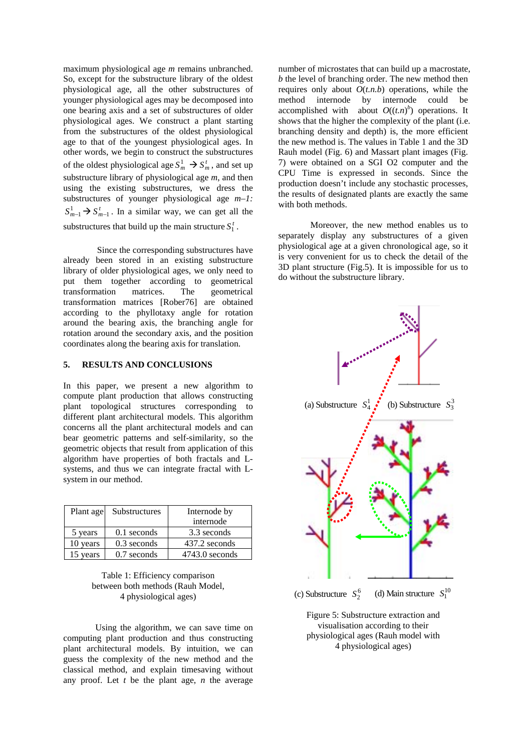maximum physiological age *m* remains unbranched. So, except for the substructure library of the oldest physiological age, all the other substructures of younger physiological ages may be decomposed into one bearing axis and a set of substructures of older physiological ages. We construct a plant starting from the substructures of the oldest physiological age to that of the youngest physiological ages. In other words, we begin to construct the substructures of the oldest physiological age $S_m^1 \rightarrow S_m^t$, and set up substructure library of physiological age *m*, and then using the existing substructures, we dress the substructures of younger physiological age *m–1:* $S_{m-1}^1 \rightarrow S_{m-1}^t$. In a similar way, we can get all the substructures that build up the main structure $S_1^t$.

Since the corresponding substructures have already been stored in an existing substructure library of older physiological ages, we only need to put them together according to geometrical transformation matrices. The geometrical transformation matrices [Rober76] are obtained according to the phyllotaxy angle for rotation around the bearing axis, the branching angle for rotation around the secondary axis, and the position coordinates along the bearing axis for translation.

## 5. RESULTS AND CONCLUSIONS

In this paper, we present a new algorithm to compute plant production that allows constructing plant topological structures corresponding to different plant architectural models. This algorithm concerns all the plant architectural models and can bear geometric patterns and self-similarity, so the geometric objects that result from application of this algorithm have properties of both fractals and L-systems, and thus we can integrate fractal with L-system in our method.

| Plant age | Substructures | Internode by internode |
|---|---|---|
| 5 years | 0.1 seconds | 3.3 seconds |
| 10 years | 0.3 seconds | 437.2 seconds |
| 15 years | 0.7 seconds | 4743.0 seconds |

Table 1: Efficiency comparison between both methods (Rauh Model, 4 physiological ages)

Using the algorithm, we can save time on computing plant production and thus constructing plant architectural models. By intuition, we can guess the complexity of the new method and the classical method, and explain timesaving without any proof. Let *t* be the plant age, *n* the average number of microstates that can build up a macrostate, *b* the level of branching order. The new method then requires only about $O(t.n.b)$ operations, while the method internode by internode could be accomplished with about $O((t.n)^b)$ operations. It shows that the higher the complexity of the plant (i.e. branching density and depth) is, the more efficient the new method is. The values in Table 1 and the 3D Rauh model (Fig. 6) and Massart plant images (Fig. 7) were obtained on a SGI O2 computer and the CPU Time is expressed in seconds. Since the production doesn't include any stochastic processes, the results of designated plants are exactly the same with both methods.

Moreover, the new method enables us to separately display any substructures of a given physiological age at a given chronological age, so it is very convenient for us to check the detail of the 3D plant structure (Fig.5). It is impossible for us to do without the substructure library.

(a) Substructure $S_4^1$ (b) Substructure $S_3^3$

(c) Substructure $S_2^6$ (d) Main structure $S_1^{10}$

Figure 5: Substructure extraction and visualisation according to their physiological ages (Rauh model with 4 physiological ages)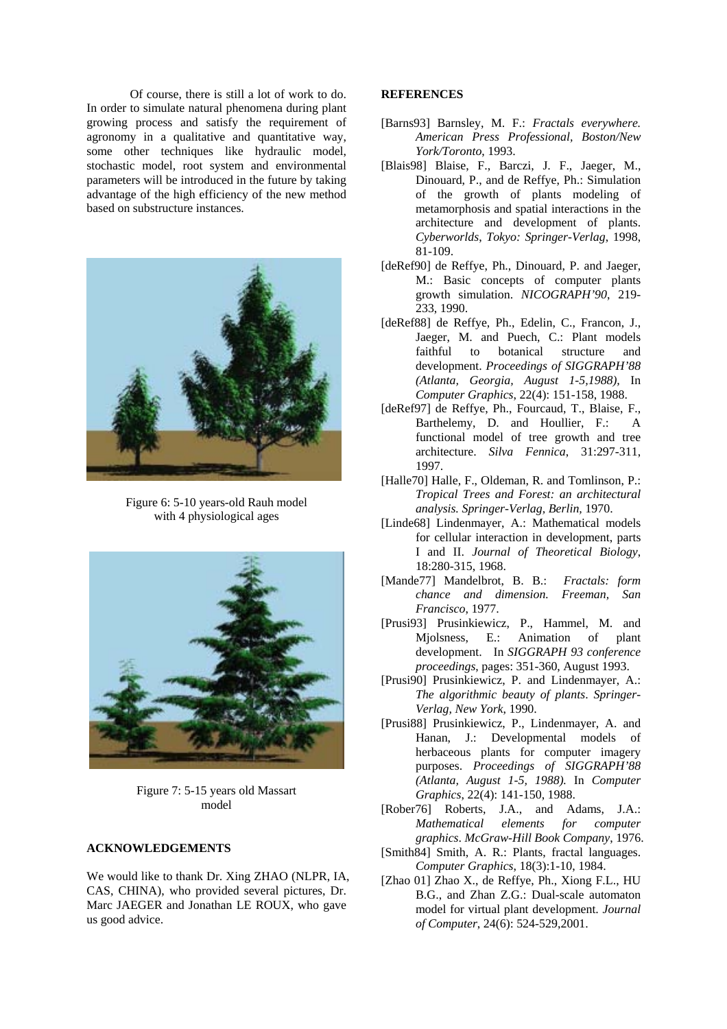Of course, there is still a lot of work to do. In order to simulate natural phenomena during plant growing process and satisfy the requirement of agronomy in a qualitative and quantitative way, some other techniques like hydraulic model, stochastic model, root system and environmental parameters will be introduced in the future by taking advantage of the high efficiency of the new method based on substructure instances.

Figure 6: 5-10 years-old Rauh model with 4 physiological ages

Figure 7: 5-15 years old Massart model

## ACKNOWLEDGEMENTS

We would like to thank Dr. Xing ZHAO (NLPR, IA, CAS, CHINA), who provided several pictures, Dr. Marc JAEGER and Jonathan LE ROUX, who gave us good advice.

## REFERENCES

[Barns93] Barnsley, M. F.: *Fractals everywhere. American Press Professional, Boston/New York/Toronto*, 1993.

[Blais98] Blaise, F., Barczi, J. F., Jaeger, M., Dinouard, P., and de Reffye, Ph.: Simulation of the growth of plants modeling of metamorphosis and spatial interactions in the architecture and development of plants. *Cyberworlds, Tokyo: Springer-Verlag*, 1998, 81-109.

[deRef90] de Reffye, Ph., Dinouard, P. and Jaeger, M.: Basic concepts of computer plants growth simulation. *NICOGRAPH'90*, 219-233, 1990.

[deRef88] de Reffye, Ph., Edelin, C., Francon, J., Jaeger, M. and Puech, C.: Plant models faithful to botanical structure and development. *Proceedings of SIGGRAPH'88 (Atlanta, Georgia, August 1-5,1988)*, In *Computer Graphics*, 22(4): 151-158, 1988.

[deRef97] de Reffye, Ph., Fourcaud, T., Blaise, F., Barthelemy, D. and Houllier, F.: A functional model of tree growth and tree architecture. *Silva Fennica*, 31:297-311, 1997.

[Halle70] Halle, F., Oldeman, R. and Tomlinson, P.: *Tropical Trees and Forest: an architectural analysis. Springer-Verlag, Berlin,* 1970.

[Linde68] Lindenmayer, A.: Mathematical models for cellular interaction in development, parts I and II. *Journal of Theoretical Biology*, 18:280-315, 1968.

[Mande77] Mandelbrot, B. B.: *Fractals: form chance and dimension. Freeman, San Francisco*, 1977.

[Prusi93] Prusinkiewicz, P., Hammel, M. and Mjolsness, E.: Animation of plant development. In *SIGGRAPH 93 conference proceedings*, pages: 351-360, August 1993.

[Prusi90] Prusinkiewicz, P. and Lindenmayer, A.: *The algorithmic beauty of plants*. *Springer-Verlag, New York*, 1990.

[Prusi88] Prusinkiewicz, P., Lindenmayer, A. and Hanan, J.: Developmental models of herbaceous plants for computer imagery purposes. *Proceedings of SIGGRAPH'88 (Atlanta, August 1-5, 1988).* In *Computer Graphics*, 22(4): 141-150, 1988.

[Rober76] Roberts, J.A., and Adams, J.A.: *Mathematical elements for computer graphics*. *McGraw-Hill Book Company*, 1976.

[Smith84] Smith, A. R.: Plants, fractal languages. *Computer Graphics*, 18(3):1-10, 1984.

[Zhao 01] Zhao X., de Reffye, Ph., Xiong F.L., HU B.G., and Zhan Z.G.: Dual-scale automaton model for virtual plant development. *Journal of Computer*, 24(6): 524-529,2001.